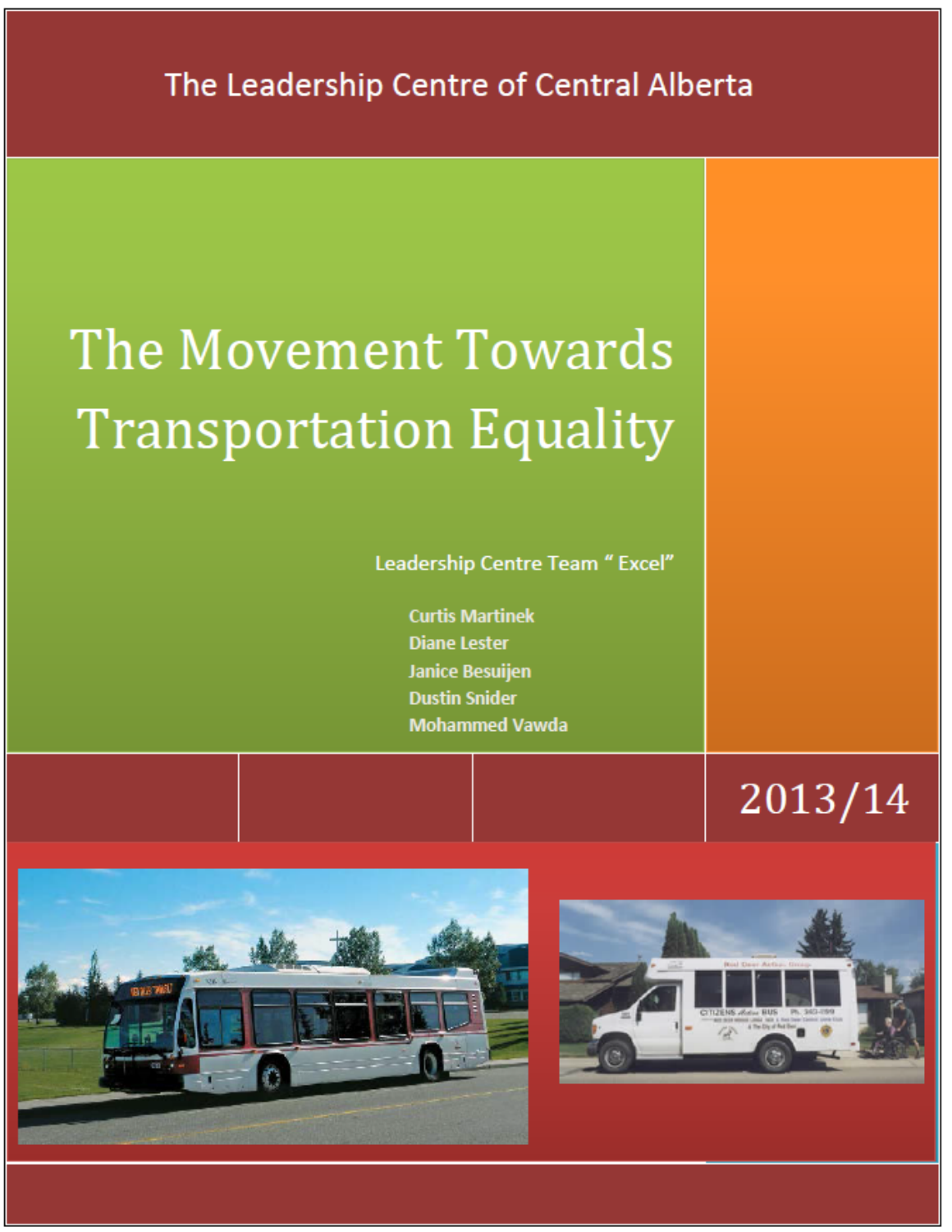The Leadership Centre of Central Alberta

# The Movement Towards Transportation Equality

**Leadership Centre Team " Excel"**

**Curtis Martinek**
**Diane Lester**
**Janice Besuijen**
**Dustin Snider**
**Mohammed Vawda**

2013/14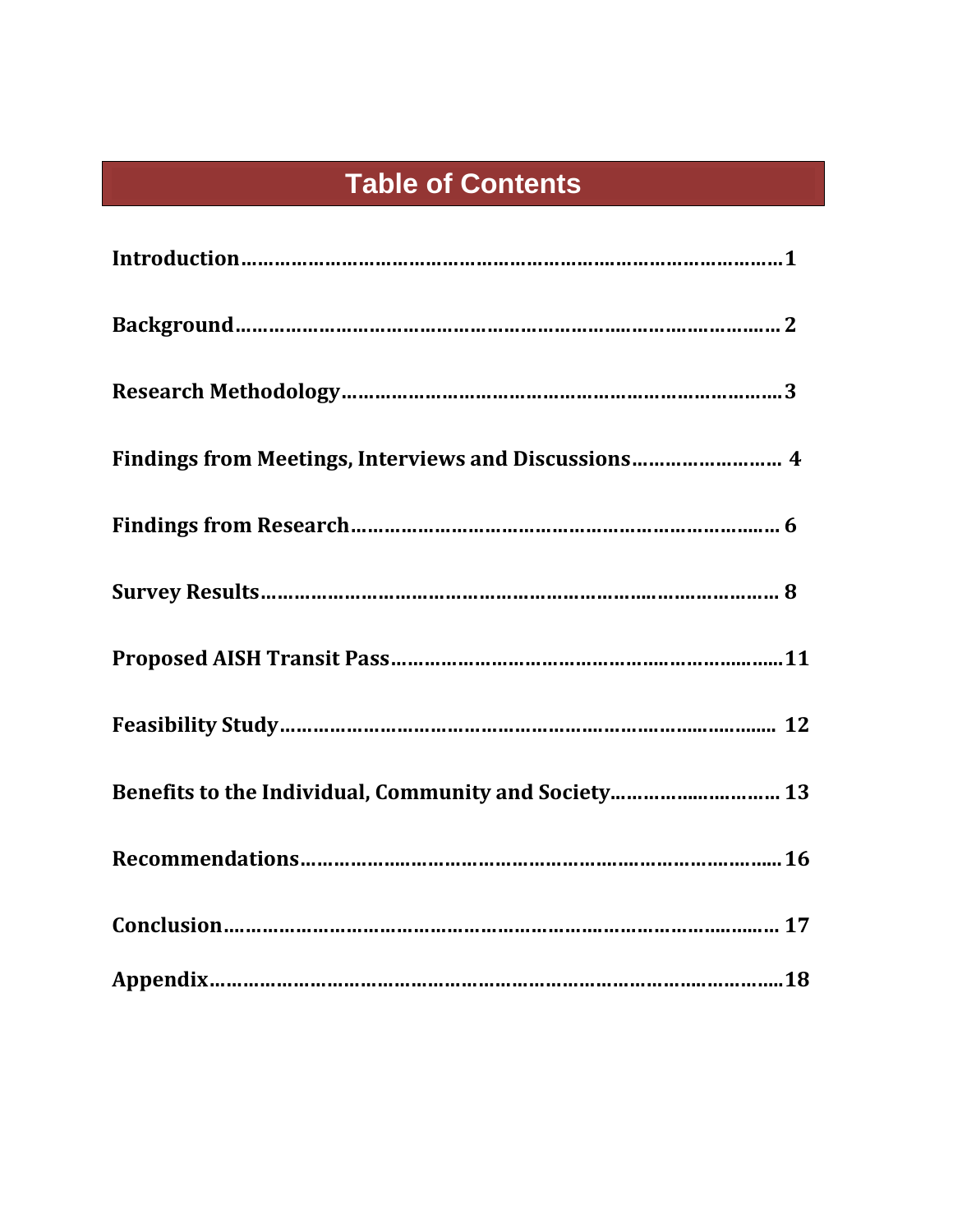# Table of Contents

**Introduction……………………………………………………………………………………1**

**Background…………………………………………………………………………………… 2**

**Research Methodology…………………………………………………………………………3**

**Findings from Meetings, Interviews and Discussions……………………… 4**

**Findings from Research………………………………………………………………… 6**

**Survey Results…………………………………………………………………………… 8**

**Proposed AISH Transit Pass……………………………………………………………11**

**Feasibility Study………………………………………………………………………… 12**

**Benefits to the Individual, Community and Society………………………… 13**

**Recommendations……………………………………………………………………………16**

**Conclusion…………………………………………………………………………………… 17**

**Appendix………………………………………………………………………………………18**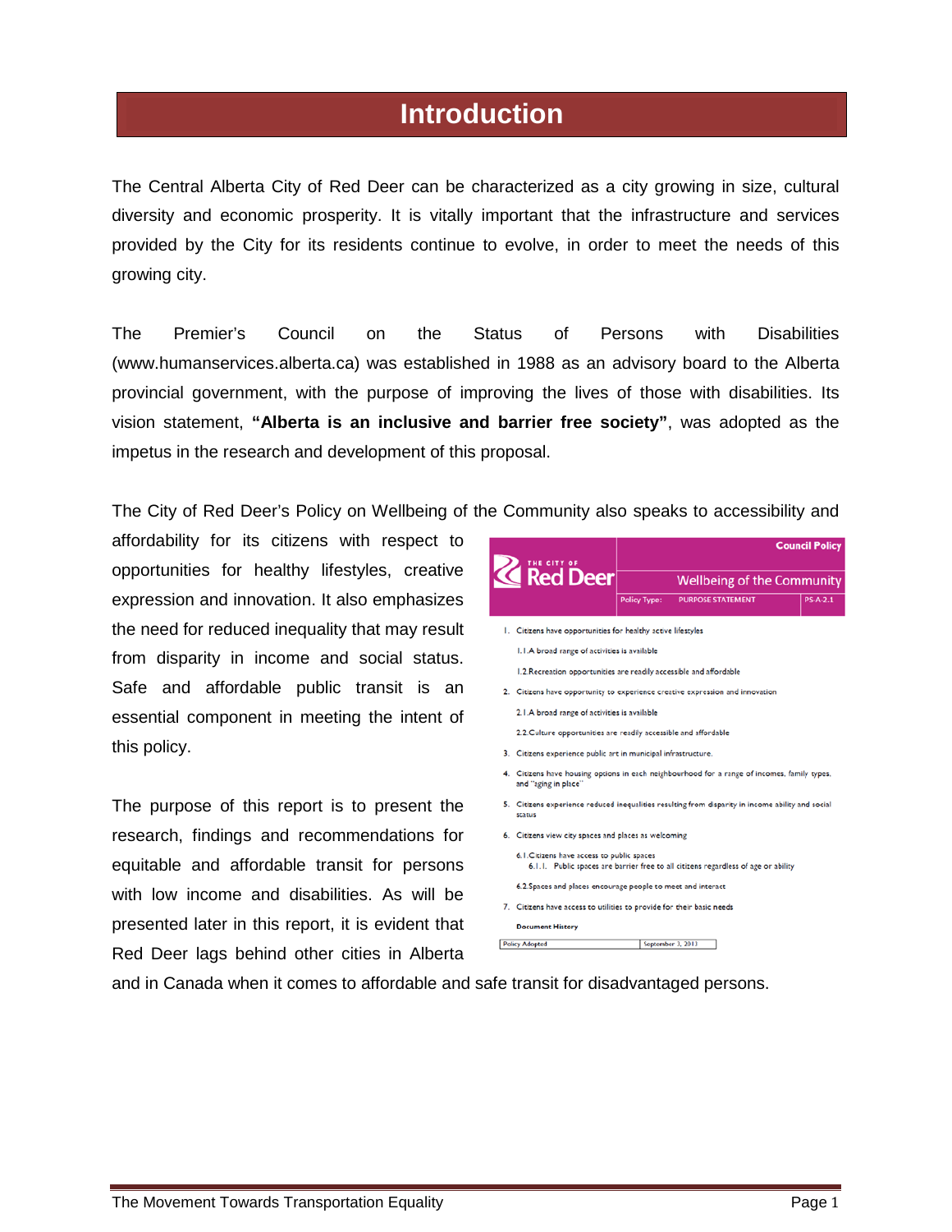# Introduction

The Central Alberta City of Red Deer can be characterized as a city growing in size, cultural diversity and economic prosperity. It is vitally important that the infrastructure and services provided by the City for its residents continue to evolve, in order to meet the needs of this growing city.

The Premier's Council on the Status of Persons with Disabilities (www.humanservices.alberta.ca) was established in 1988 as an advisory board to the Alberta provincial government, with the purpose of improving the lives of those with disabilities. Its vision statement, **"Alberta is an inclusive and barrier free society"**, was adopted as the impetus in the research and development of this proposal.

The City of Red Deer's Policy on Wellbeing of the Community also speaks to accessibility and affordability for its citizens with respect to opportunities for healthy lifestyles, creative expression and innovation. It also emphasizes the need for reduced inequality that may result from disparity in income and social status. Safe and affordable public transit is an essential component in meeting the intent of this policy.

The City of Red Deer — Council Policy — Wellbeing of the Community
Policy Type: PURPOSE STATEMENT — PS-A-2.1

1. Citizens have opportunities for healthy active lifestyles
   1.1. A broad range of activities is available
   1.2. Recreation opportunities are readily accessible and affordable
2. Citizens have opportunity to experience creative expression and innovation
   2.1. A broad range of activities is available
   2.2. Culture opportunities are readily accessible and affordable
3. Citizens experience public art in municipal infrastructure.
4. Citizens have housing options in each neighbourhood for a range of incomes, family types, and "aging in place"
5. Citizens experience reduced inequalities resulting from disparity in income ability and social status
6. Citizens view city spaces and places as welcoming
   6.1. Citizens have access to public spaces
      6.1.1. Public spaces are barrier free to all citizens regardless of age or ability
   6.2. Spaces and places encourage people to meet and interact
7. Citizens have access to utilities to provide for their basic needs

Document History

| Policy Adopted | September 3, 2013 |
|---|---|

The purpose of this report is to present the research, findings and recommendations for equitable and affordable transit for persons with low income and disabilities. As will be presented later in this report, it is evident that Red Deer lags behind other cities in Alberta and in Canada when it comes to affordable and safe transit for disadvantaged persons.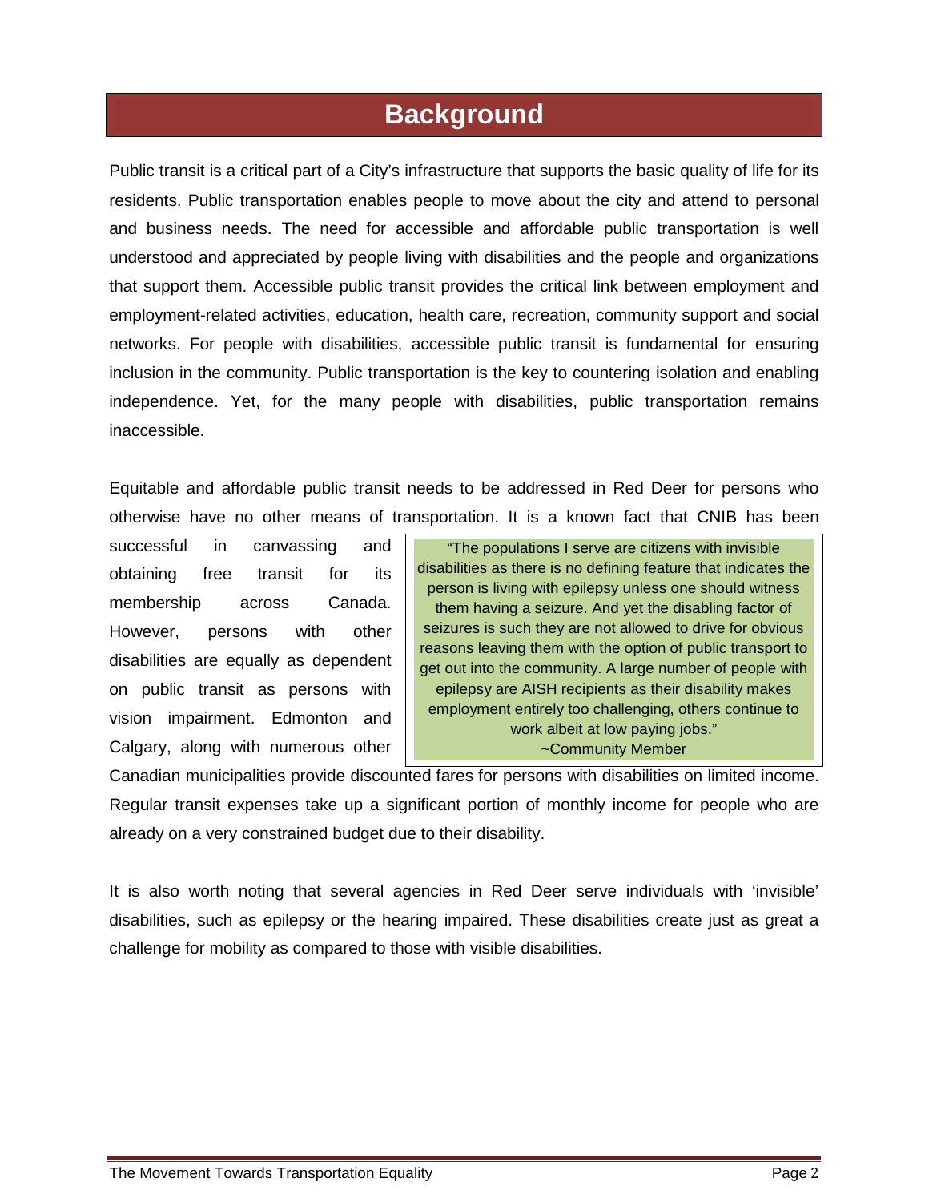# Background

Public transit is a critical part of a City's infrastructure that supports the basic quality of life for its residents. Public transportation enables people to move about the city and attend to personal and business needs. The need for accessible and affordable public transportation is well understood and appreciated by people living with disabilities and the people and organizations that support them. Accessible public transit provides the critical link between employment and employment-related activities, education, health care, recreation, community support and social networks. For people with disabilities, accessible public transit is fundamental for ensuring inclusion in the community. Public transportation is the key to countering isolation and enabling independence. Yet, for the many people with disabilities, public transportation remains inaccessible.

Equitable and affordable public transit needs to be addressed in Red Deer for persons who otherwise have no other means of transportation. It is a known fact that CNIB has been successful in canvassing and obtaining free transit for its membership across Canada. However, persons with other disabilities are equally as dependent on public transit as persons with vision impairment. Edmonton and Calgary, along with numerous other Canadian municipalities provide discounted fares for persons with disabilities on limited income. Regular transit expenses take up a significant portion of monthly income for people who are already on a very constrained budget due to their disability.

> "The populations I serve are citizens with invisible disabilities as there is no defining feature that indicates the person is living with epilepsy unless one should witness them having a seizure. And yet the disabling factor of seizures is such they are not allowed to drive for obvious reasons leaving them with the option of public transport to get out into the community. A large number of people with epilepsy are AISH recipients as their disability makes employment entirely too challenging, others continue to work albeit at low paying jobs."
> ~Community Member

It is also worth noting that several agencies in Red Deer serve individuals with 'invisible' disabilities, such as epilepsy or the hearing impaired. These disabilities create just as great a challenge for mobility as compared to those with visible disabilities.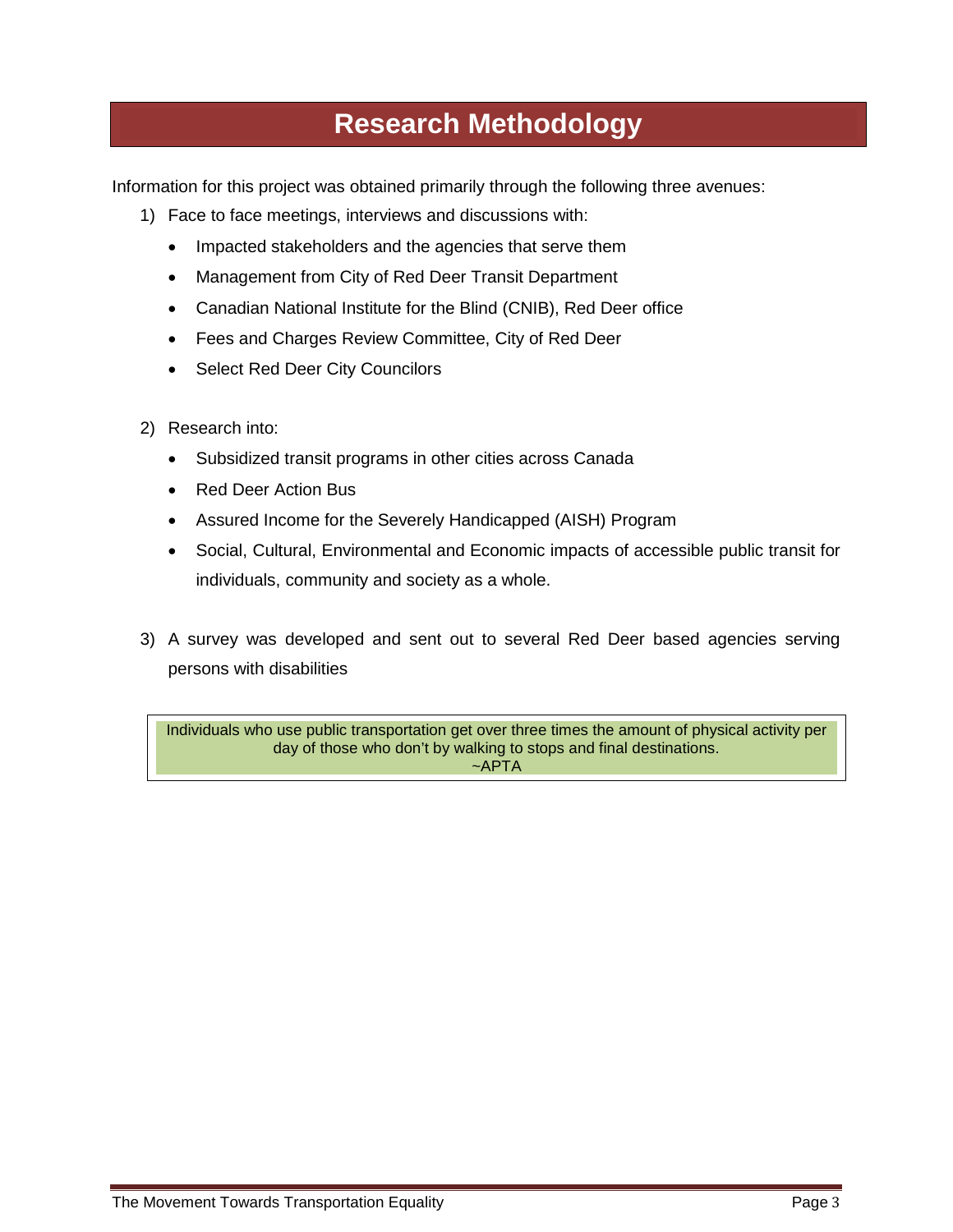# Research Methodology

Information for this project was obtained primarily through the following three avenues:

1) Face to face meetings, interviews and discussions with:
   - Impacted stakeholders and the agencies that serve them
   - Management from City of Red Deer Transit Department
   - Canadian National Institute for the Blind (CNIB), Red Deer office
   - Fees and Charges Review Committee, City of Red Deer
   - Select Red Deer City Councilors

2) Research into:
   - Subsidized transit programs in other cities across Canada
   - Red Deer Action Bus
   - Assured Income for the Severely Handicapped (AISH) Program
   - Social, Cultural, Environmental and Economic impacts of accessible public transit for individuals, community and society as a whole.

3) A survey was developed and sent out to several Red Deer based agencies serving persons with disabilities

> Individuals who use public transportation get over three times the amount of physical activity per day of those who don't by walking to stops and final destinations.
> ~APTA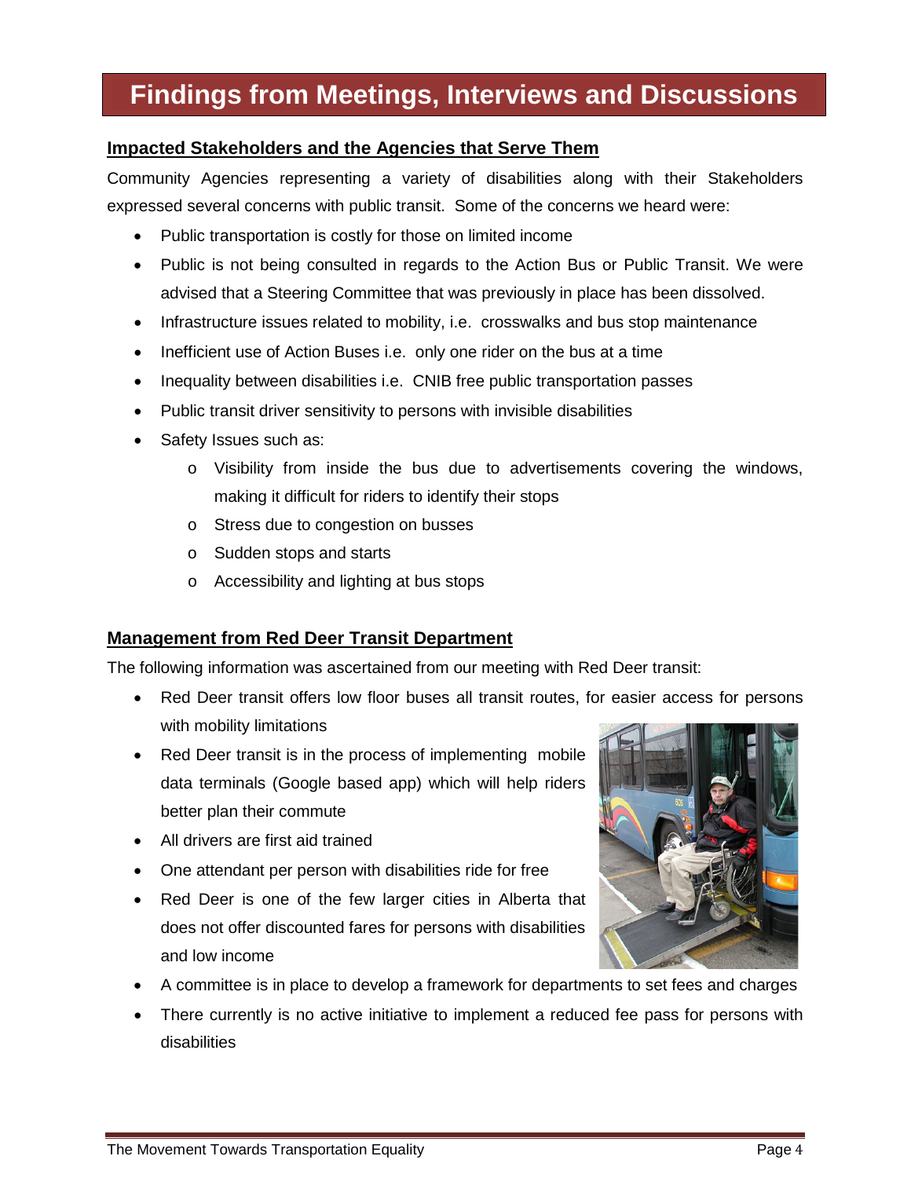# Findings from Meetings, Interviews and Discussions

## Impacted Stakeholders and the Agencies that Serve Them

Community Agencies representing a variety of disabilities along with their Stakeholders expressed several concerns with public transit. Some of the concerns we heard were:

- Public transportation is costly for those on limited income
- Public is not being consulted in regards to the Action Bus or Public Transit. We were advised that a Steering Committee that was previously in place has been dissolved.
- Infrastructure issues related to mobility, i.e. crosswalks and bus stop maintenance
- Inefficient use of Action Buses i.e. only one rider on the bus at a time
- Inequality between disabilities i.e. CNIB free public transportation passes
- Public transit driver sensitivity to persons with invisible disabilities
- Safety Issues such as:
  - Visibility from inside the bus due to advertisements covering the windows, making it difficult for riders to identify their stops
  - Stress due to congestion on busses
  - Sudden stops and starts
  - Accessibility and lighting at bus stops

## Management from Red Deer Transit Department

The following information was ascertained from our meeting with Red Deer transit:

- Red Deer transit offers low floor buses all transit routes, for easier access for persons with mobility limitations
- Red Deer transit is in the process of implementing mobile data terminals (Google based app) which will help riders better plan their commute
- All drivers are first aid trained
- One attendant per person with disabilities ride for free
- Red Deer is one of the few larger cities in Alberta that does not offer discounted fares for persons with disabilities and low income
- A committee is in place to develop a framework for departments to set fees and charges
- There currently is no active initiative to implement a reduced fee pass for persons with disabilities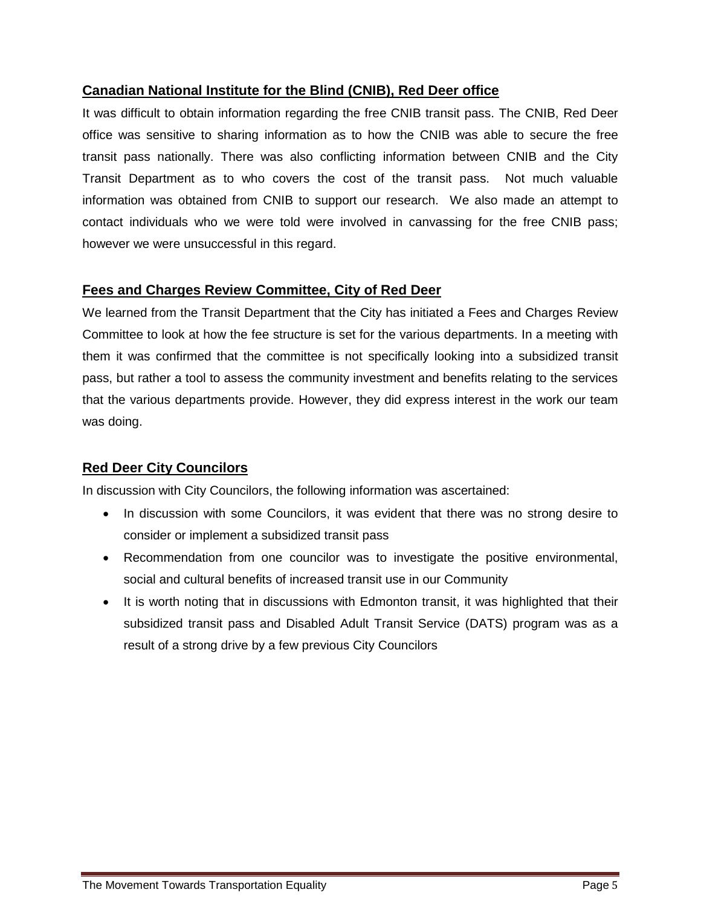### Canadian National Institute for the Blind (CNIB), Red Deer office

It was difficult to obtain information regarding the free CNIB transit pass. The CNIB, Red Deer office was sensitive to sharing information as to how the CNIB was able to secure the free transit pass nationally. There was also conflicting information between CNIB and the City Transit Department as to who covers the cost of the transit pass. Not much valuable information was obtained from CNIB to support our research. We also made an attempt to contact individuals who we were told were involved in canvassing for the free CNIB pass; however we were unsuccessful in this regard.

### Fees and Charges Review Committee, City of Red Deer

We learned from the Transit Department that the City has initiated a Fees and Charges Review Committee to look at how the fee structure is set for the various departments. In a meeting with them it was confirmed that the committee is not specifically looking into a subsidized transit pass, but rather a tool to assess the community investment and benefits relating to the services that the various departments provide. However, they did express interest in the work our team was doing.

### Red Deer City Councilors

In discussion with City Councilors, the following information was ascertained:

- In discussion with some Councilors, it was evident that there was no strong desire to consider or implement a subsidized transit pass
- Recommendation from one councilor was to investigate the positive environmental, social and cultural benefits of increased transit use in our Community
- It is worth noting that in discussions with Edmonton transit, it was highlighted that their subsidized transit pass and Disabled Adult Transit Service (DATS) program was as a result of a strong drive by a few previous City Councilors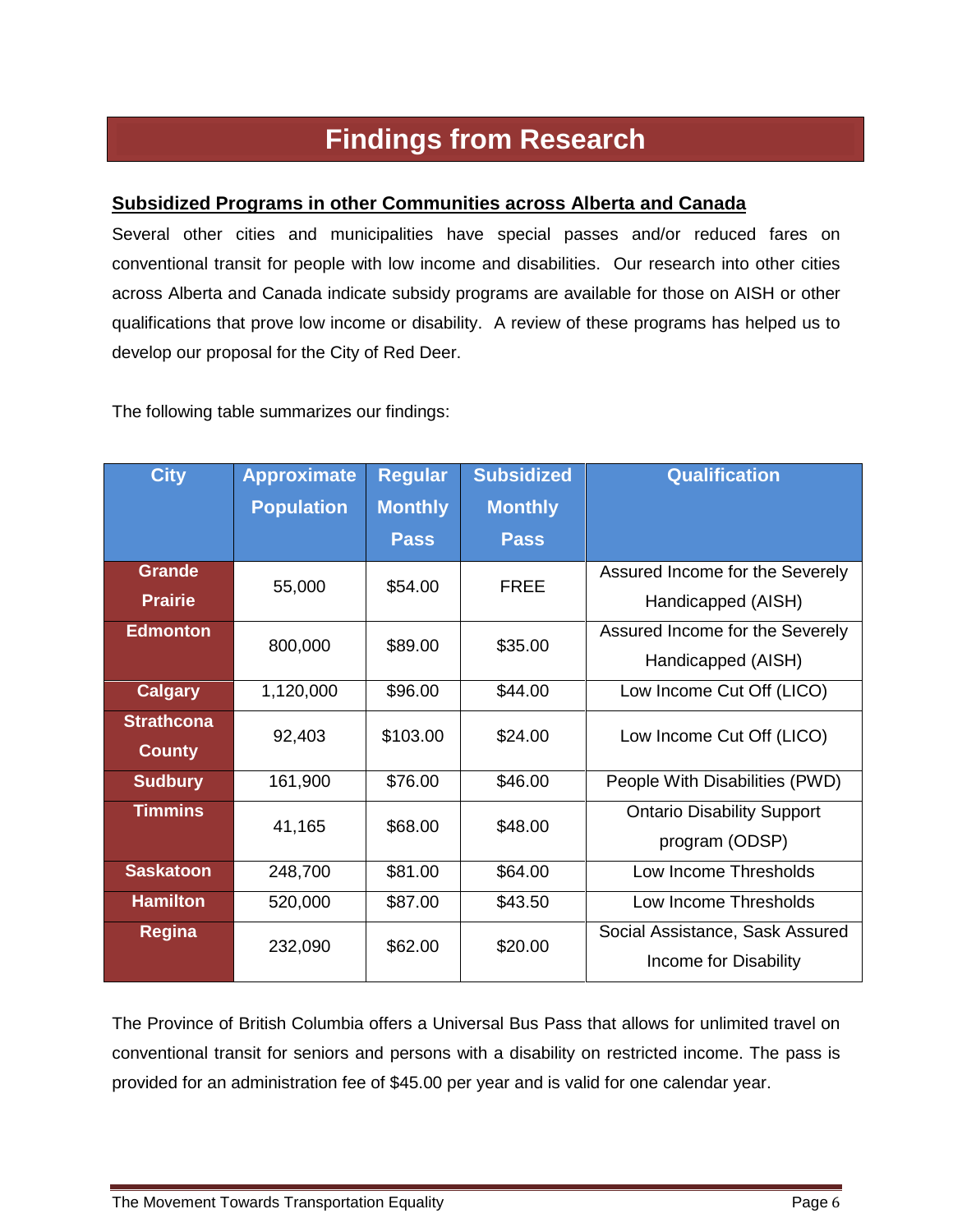# Findings from Research

## Subsidized Programs in other Communities across Alberta and Canada

Several other cities and municipalities have special passes and/or reduced fares on conventional transit for people with low income and disabilities. Our research into other cities across Alberta and Canada indicate subsidy programs are available for those on AISH or other qualifications that prove low income or disability. A review of these programs has helped us to develop our proposal for the City of Red Deer.

The following table summarizes our findings:

| City | Approximate Population | Regular Monthly Pass | Subsidized Monthly Pass | Qualification |
|---|---|---|---|---|
| Grande Prairie | 55,000 | $54.00 | FREE | Assured Income for the Severely Handicapped (AISH) |
| Edmonton | 800,000 | $89.00 | $35.00 | Assured Income for the Severely Handicapped (AISH) |
| Calgary | 1,120,000 | $96.00 | $44.00 | Low Income Cut Off (LICO) |
| Strathcona County | 92,403 | $103.00 | $24.00 | Low Income Cut Off (LICO) |
| Sudbury | 161,900 | $76.00 | $46.00 | People With Disabilities (PWD) |
| Timmins | 41,165 | $68.00 | $48.00 | Ontario Disability Support program (ODSP) |
| Saskatoon | 248,700 | $81.00 | $64.00 | Low Income Thresholds |
| Hamilton | 520,000 | $87.00 | $43.50 | Low Income Thresholds |
| Regina | 232,090 | $62.00 | $20.00 | Social Assistance, Sask Assured Income for Disability |

The Province of British Columbia offers a Universal Bus Pass that allows for unlimited travel on conventional transit for seniors and persons with a disability on restricted income. The pass is provided for an administration fee of $45.00 per year and is valid for one calendar year.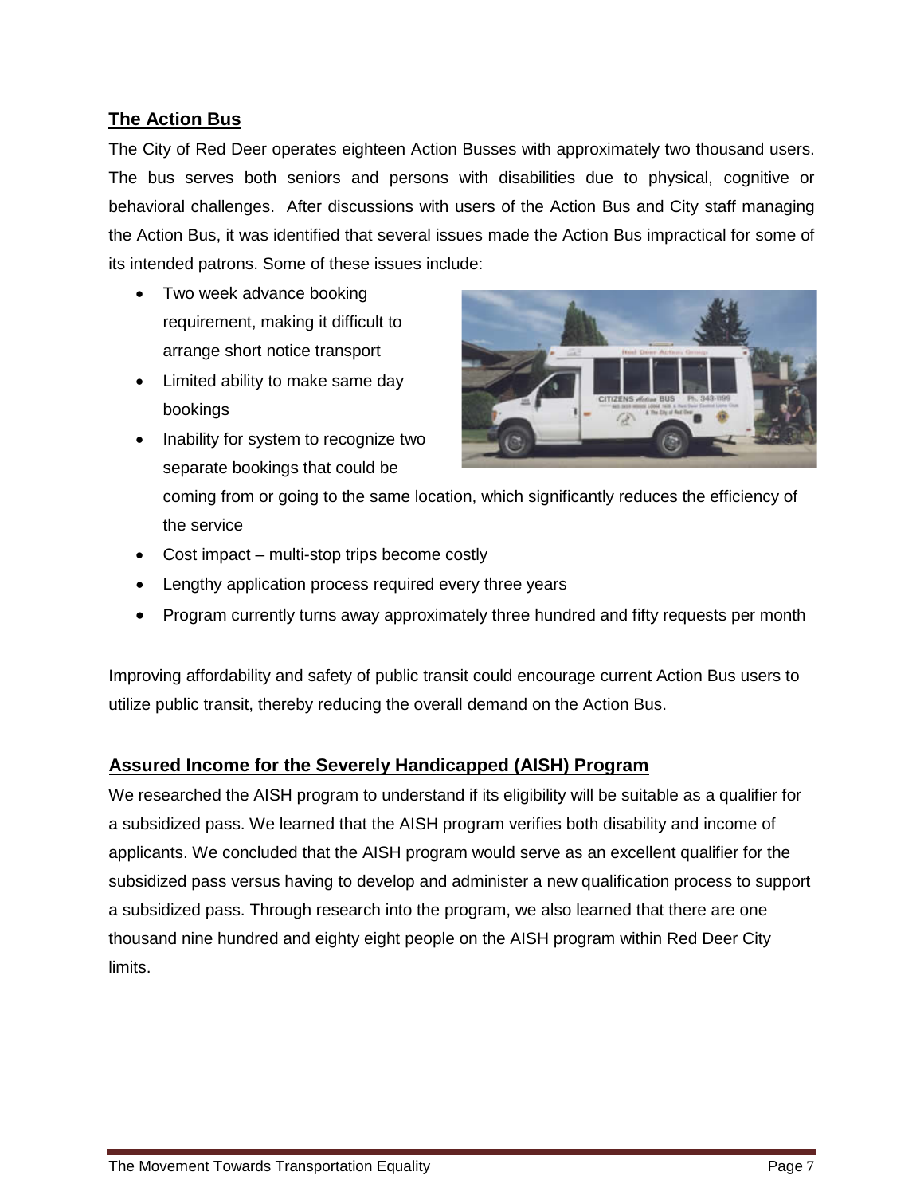## The Action Bus

The City of Red Deer operates eighteen Action Busses with approximately two thousand users. The bus serves both seniors and persons with disabilities due to physical, cognitive or behavioral challenges. After discussions with users of the Action Bus and City staff managing the Action Bus, it was identified that several issues made the Action Bus impractical for some of its intended patrons. Some of these issues include:

- Two week advance booking requirement, making it difficult to arrange short notice transport
- Limited ability to make same day bookings
- Inability for system to recognize two separate bookings that could be coming from or going to the same location, which significantly reduces the efficiency of the service
- Cost impact – multi-stop trips become costly
- Lengthy application process required every three years
- Program currently turns away approximately three hundred and fifty requests per month

Improving affordability and safety of public transit could encourage current Action Bus users to utilize public transit, thereby reducing the overall demand on the Action Bus.

## Assured Income for the Severely Handicapped (AISH) Program

We researched the AISH program to understand if its eligibility will be suitable as a qualifier for a subsidized pass. We learned that the AISH program verifies both disability and income of applicants. We concluded that the AISH program would serve as an excellent qualifier for the subsidized pass versus having to develop and administer a new qualification process to support a subsidized pass. Through research into the program, we also learned that there are one thousand nine hundred and eighty eight people on the AISH program within Red Deer City limits.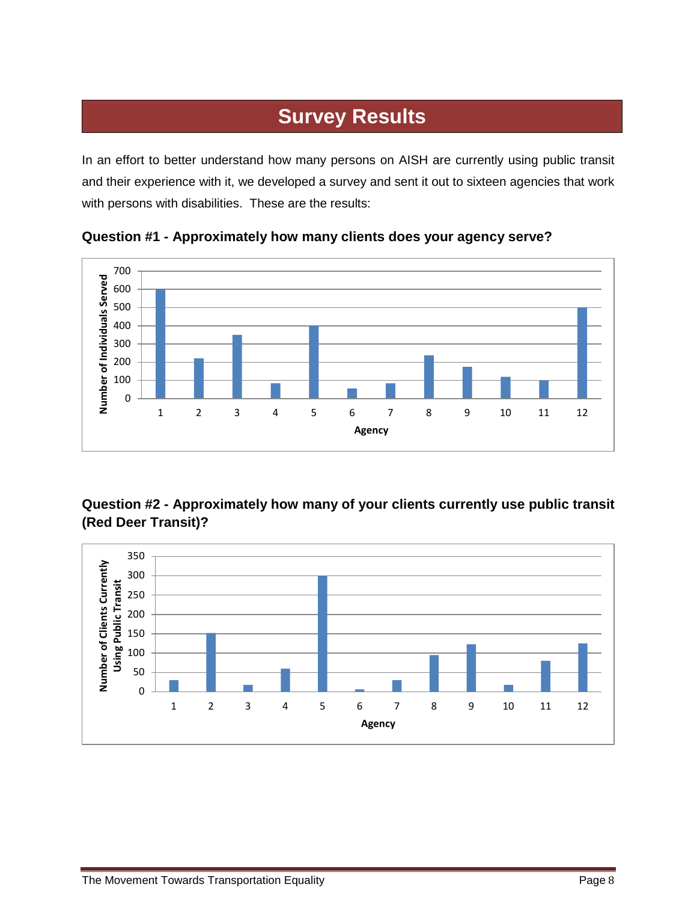# Survey Results

In an effort to better understand how many persons on AISH are currently using public transit and their experience with it, we developed a survey and sent it out to sixteen agencies that work with persons with disabilities. These are the results:

**Question #1 - Approximately how many clients does your agency serve?**

**Question #2 - Approximately how many of your clients currently use public transit (Red Deer Transit)?**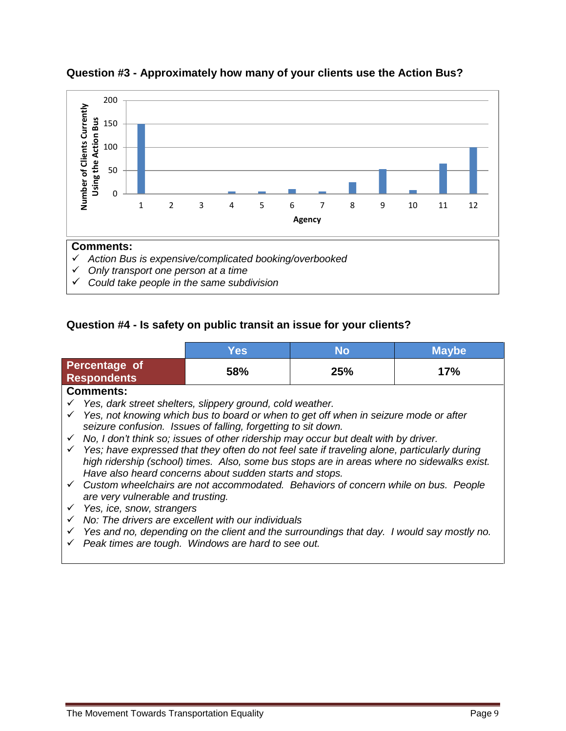### Question #3 - Approximately how many of your clients use the Action Bus?

**Comments:**

- ✓ *Action Bus is expensive/complicated booking/overbooked*
- ✓ *Only transport one person at a time*
- ✓ *Could take people in the same subdivision*

### Question #4 - Is safety on public transit an issue for your clients?

| | Yes | No | Maybe |
|---|---|---|---|
| **Percentage of Respondents** | **58%** | **25%** | **17%** |

**Comments:**

- ✓ *Yes, dark street shelters, slippery ground, cold weather.*
- ✓ *Yes, not knowing which bus to board or when to get off when in seizure mode or after seizure confusion. Issues of falling, forgetting to sit down.*
- ✓ *No, I don't think so; issues of other ridership may occur but dealt with by driver.*
- ✓ *Yes; have expressed that they often do not feel sate if traveling alone, particularly during high ridership (school) times. Also, some bus stops are in areas where no sidewalks exist. Have also heard concerns about sudden starts and stops.*
- ✓ *Custom wheelchairs are not accommodated. Behaviors of concern while on bus. People are very vulnerable and trusting.*
- ✓ *Yes, ice, snow, strangers*
- ✓ *No: The drivers are excellent with our individuals*
- ✓ *Yes and no, depending on the client and the surroundings that day. I would say mostly no.*
- ✓ *Peak times are tough. Windows are hard to see out.*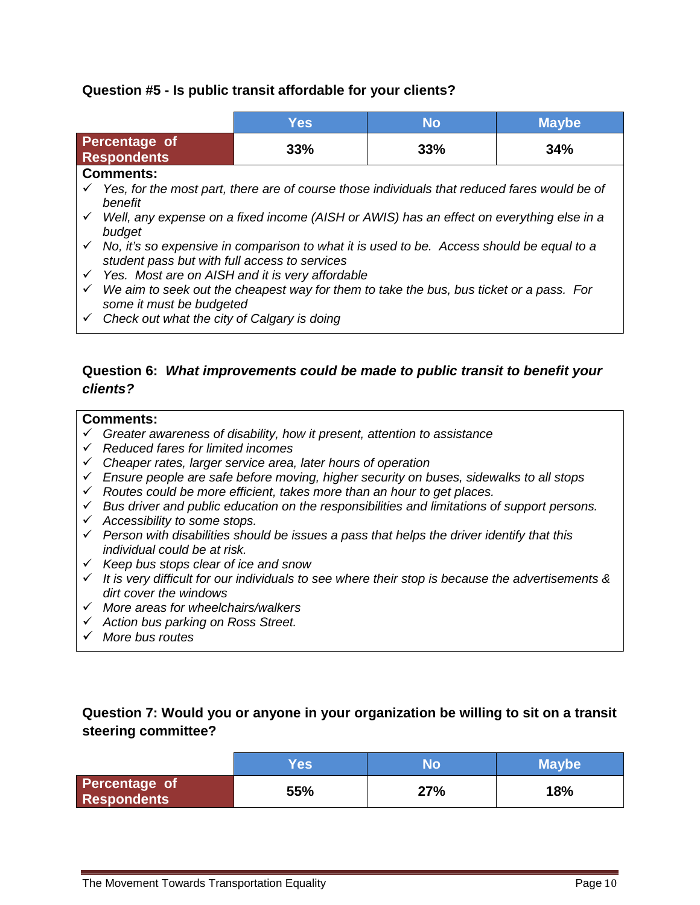### Question #5 - Is public transit affordable for your clients?

| | Yes | No | Maybe |
|---|---|---|---|
| **Percentage of Respondents** | **33%** | **33%** | **34%** |

**Comments:**

- ✓ *Yes, for the most part, there are of course those individuals that reduced fares would be of benefit*
- ✓ *Well, any expense on a fixed income (AISH or AWIS) has an effect on everything else in a budget*
- ✓ *No, it's so expensive in comparison to what it is used to be. Access should be equal to a student pass but with full access to services*
- ✓ *Yes. Most are on AISH and it is very affordable*
- ✓ *We aim to seek out the cheapest way for them to take the bus, bus ticket or a pass. For some it must be budgeted*
- ✓ *Check out what the city of Calgary is doing*

### Question 6: *What improvements could be made to public transit to benefit your clients?*

**Comments:**

- ✓ *Greater awareness of disability, how it present, attention to assistance*
- ✓ *Reduced fares for limited incomes*
- ✓ *Cheaper rates, larger service area, later hours of operation*
- ✓ *Ensure people are safe before moving, higher security on buses, sidewalks to all stops*
- ✓ *Routes could be more efficient, takes more than an hour to get places.*
- ✓ *Bus driver and public education on the responsibilities and limitations of support persons.*
- ✓ *Accessibility to some stops.*
- ✓ *Person with disabilities should be issues a pass that helps the driver identify that this individual could be at risk.*
- ✓ *Keep bus stops clear of ice and snow*
- ✓ *It is very difficult for our individuals to see where their stop is because the advertisements & dirt cover the windows*
- ✓ *More areas for wheelchairs/walkers*
- ✓ *Action bus parking on Ross Street.*
- ✓ *More bus routes*

### Question 7: Would you or anyone in your organization be willing to sit on a transit steering committee?

| | Yes | No | Maybe |
|---|---|---|---|
| **Percentage of Respondents** | **55%** | **27%** | **18%** |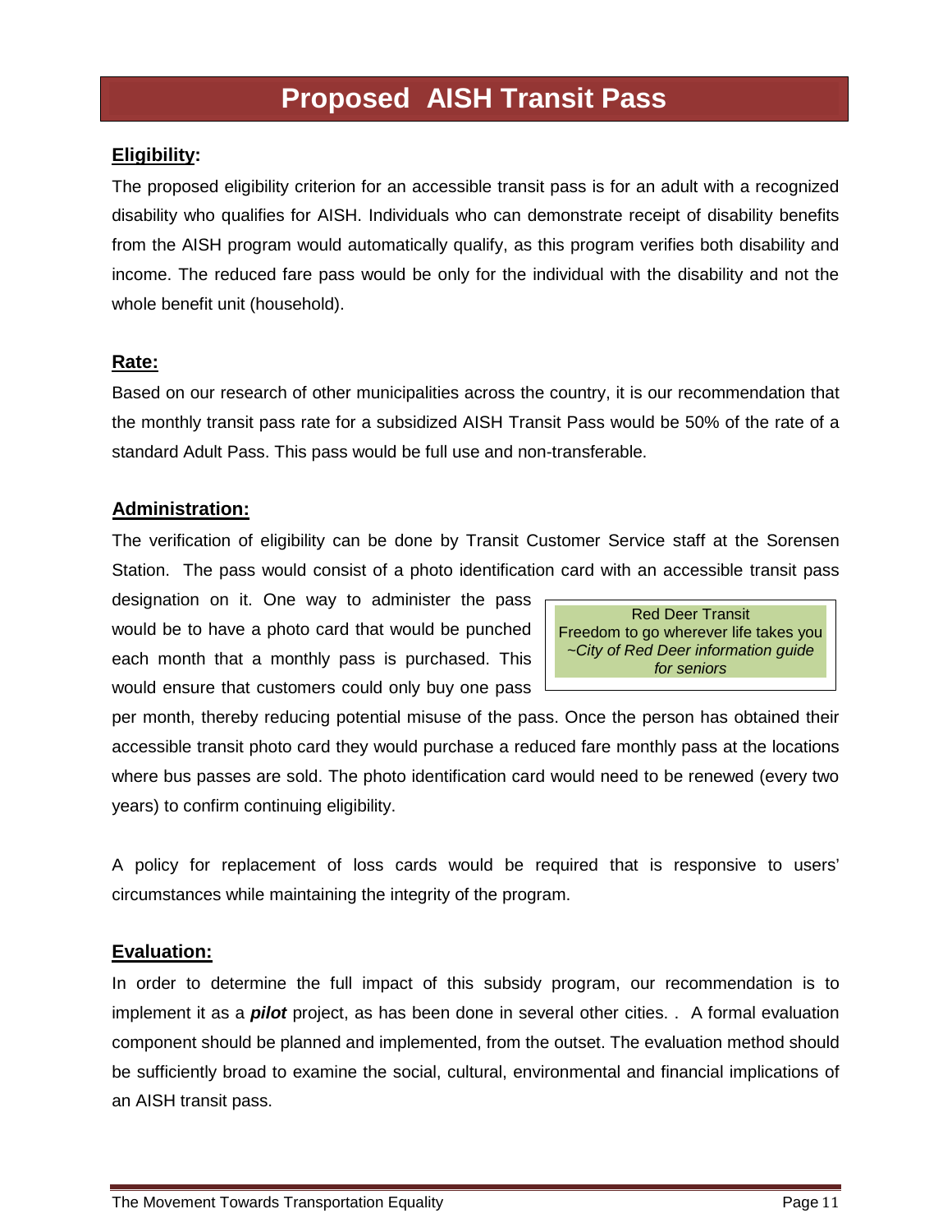# Proposed AISH Transit Pass

**Eligibility:**

The proposed eligibility criterion for an accessible transit pass is for an adult with a recognized disability who qualifies for AISH. Individuals who can demonstrate receipt of disability benefits from the AISH program would automatically qualify, as this program verifies both disability and income. The reduced fare pass would be only for the individual with the disability and not the whole benefit unit (household).

**Rate:**

Based on our research of other municipalities across the country, it is our recommendation that the monthly transit pass rate for a subsidized AISH Transit Pass would be 50% of the rate of a standard Adult Pass. This pass would be full use and non-transferable.

**Administration:**

The verification of eligibility can be done by Transit Customer Service staff at the Sorensen Station. The pass would consist of a photo identification card with an accessible transit pass designation on it. One way to administer the pass would be to have a photo card that would be punched each month that a monthly pass is purchased. This would ensure that customers could only buy one pass per month, thereby reducing potential misuse of the pass. Once the person has obtained their accessible transit photo card they would purchase a reduced fare monthly pass at the locations where bus passes are sold. The photo identification card would need to be renewed (every two years) to confirm continuing eligibility.

> Red Deer Transit
> Freedom to go wherever life takes you
> *~City of Red Deer information guide for seniors*

A policy for replacement of loss cards would be required that is responsive to users' circumstances while maintaining the integrity of the program.

**Evaluation:**

In order to determine the full impact of this subsidy program, our recommendation is to implement it as a ***pilot*** project, as has been done in several other cities. . A formal evaluation component should be planned and implemented, from the outset. The evaluation method should be sufficiently broad to examine the social, cultural, environmental and financial implications of an AISH transit pass.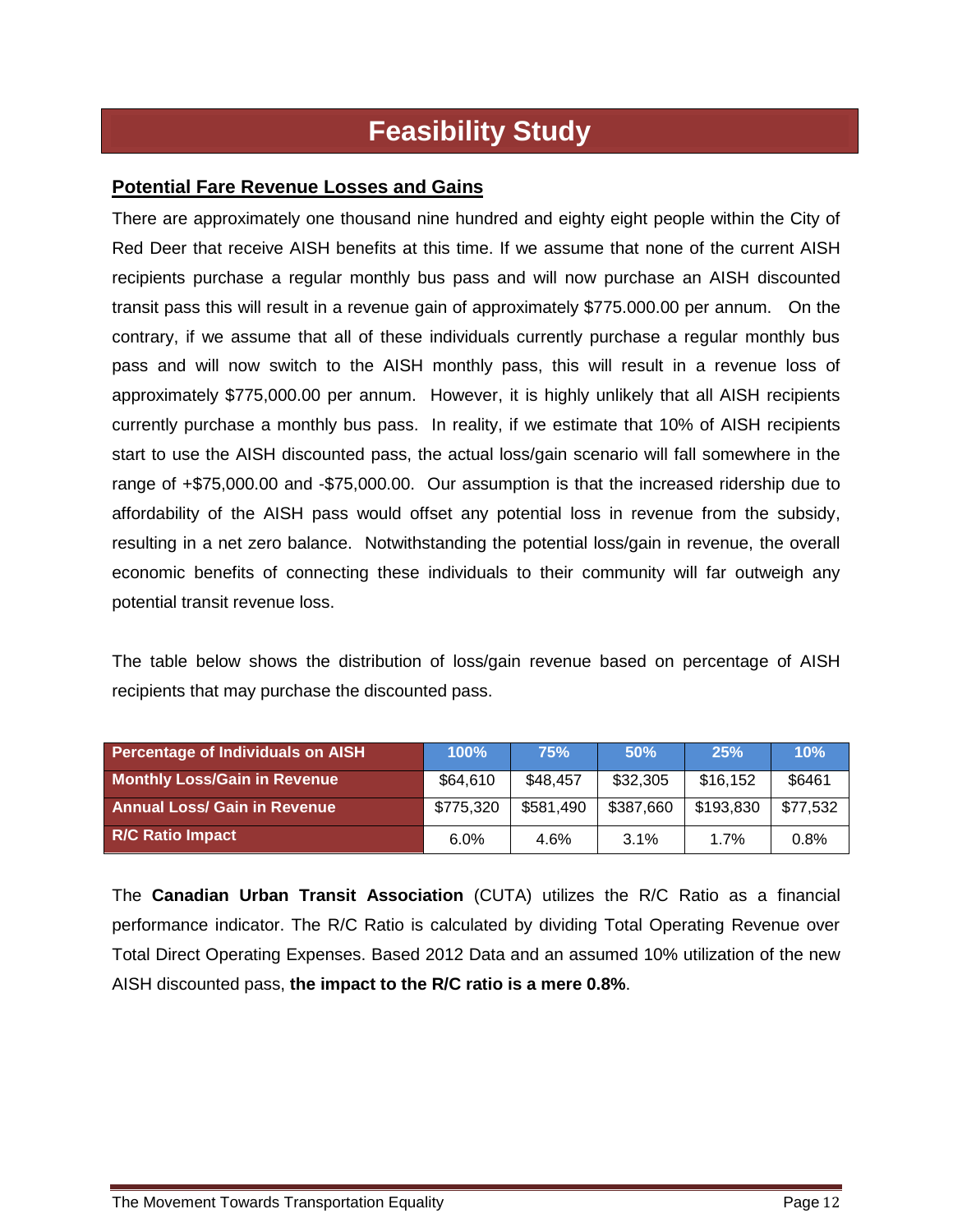# Feasibility Study

## Potential Fare Revenue Losses and Gains

There are approximately one thousand nine hundred and eighty eight people within the City of Red Deer that receive AISH benefits at this time. If we assume that none of the current AISH recipients purchase a regular monthly bus pass and will now purchase an AISH discounted transit pass this will result in a revenue gain of approximately $775.000.00 per annum. On the contrary, if we assume that all of these individuals currently purchase a regular monthly bus pass and will now switch to the AISH monthly pass, this will result in a revenue loss of approximately $775,000.00 per annum. However, it is highly unlikely that all AISH recipients currently purchase a monthly bus pass. In reality, if we estimate that 10% of AISH recipients start to use the AISH discounted pass, the actual loss/gain scenario will fall somewhere in the range of +$75,000.00 and -$75,000.00. Our assumption is that the increased ridership due to affordability of the AISH pass would offset any potential loss in revenue from the subsidy, resulting in a net zero balance. Notwithstanding the potential loss/gain in revenue, the overall economic benefits of connecting these individuals to their community will far outweigh any potential transit revenue loss.

The table below shows the distribution of loss/gain revenue based on percentage of AISH recipients that may purchase the discounted pass.

| Percentage of Individuals on AISH | 100% | 75% | 50% | 25% | 10% |
|---|---|---|---|---|---|
| Monthly Loss/Gain in Revenue | $64,610 | $48,457 | $32,305 | $16,152 | $6461 |
| Annual Loss/ Gain in Revenue | $775,320 | $581,490 | $387,660 | $193,830 | $77,532 |
| R/C Ratio Impact | 6.0% | 4.6% | 3.1% | 1.7% | 0.8% |

The **Canadian Urban Transit Association** (CUTA) utilizes the R/C Ratio as a financial performance indicator. The R/C Ratio is calculated by dividing Total Operating Revenue over Total Direct Operating Expenses. Based 2012 Data and an assumed 10% utilization of the new AISH discounted pass, **the impact to the R/C ratio is a mere 0.8%**.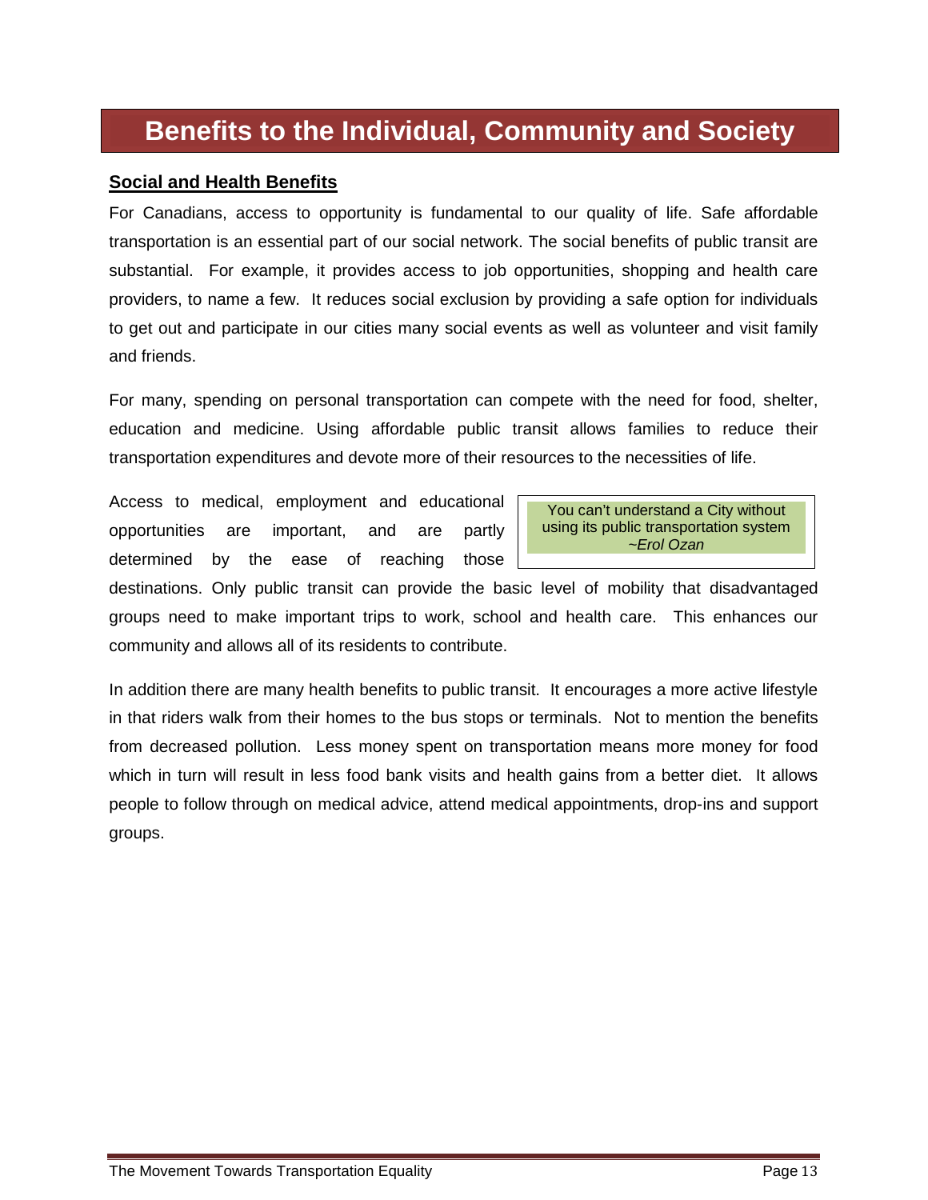# Benefits to the Individual, Community and Society

## Social and Health Benefits

For Canadians, access to opportunity is fundamental to our quality of life. Safe affordable transportation is an essential part of our social network. The social benefits of public transit are substantial. For example, it provides access to job opportunities, shopping and health care providers, to name a few. It reduces social exclusion by providing a safe option for individuals to get out and participate in our cities many social events as well as volunteer and visit family and friends.

For many, spending on personal transportation can compete with the need for food, shelter, education and medicine. Using affordable public transit allows families to reduce their transportation expenditures and devote more of their resources to the necessities of life.

> You can't understand a City without using its public transportation system
> *~Erol Ozan*

Access to medical, employment and educational opportunities are important, and are partly determined by the ease of reaching those destinations. Only public transit can provide the basic level of mobility that disadvantaged groups need to make important trips to work, school and health care. This enhances our community and allows all of its residents to contribute.

In addition there are many health benefits to public transit. It encourages a more active lifestyle in that riders walk from their homes to the bus stops or terminals. Not to mention the benefits from decreased pollution. Less money spent on transportation means more money for food which in turn will result in less food bank visits and health gains from a better diet. It allows people to follow through on medical advice, attend medical appointments, drop-ins and support groups.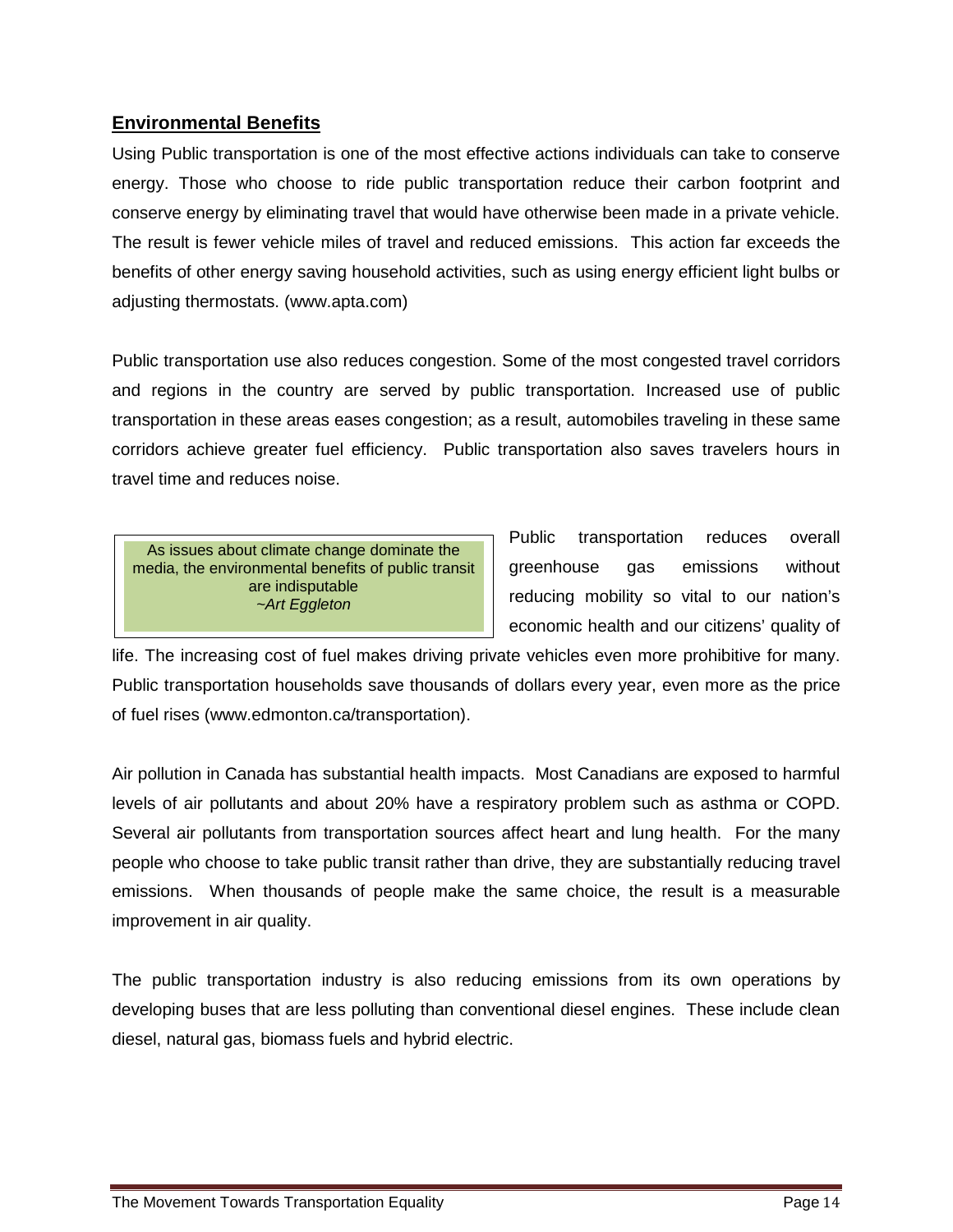## Environmental Benefits

Using Public transportation is one of the most effective actions individuals can take to conserve energy. Those who choose to ride public transportation reduce their carbon footprint and conserve energy by eliminating travel that would have otherwise been made in a private vehicle. The result is fewer vehicle miles of travel and reduced emissions. This action far exceeds the benefits of other energy saving household activities, such as using energy efficient light bulbs or adjusting thermostats. (www.apta.com)

Public transportation use also reduces congestion. Some of the most congested travel corridors and regions in the country are served by public transportation. Increased use of public transportation in these areas eases congestion; as a result, automobiles traveling in these same corridors achieve greater fuel efficiency. Public transportation also saves travelers hours in travel time and reduces noise.

> As issues about climate change dominate the media, the environmental benefits of public transit are indisputable
> *~Art Eggleton*

Public transportation reduces overall greenhouse gas emissions without reducing mobility so vital to our nation's economic health and our citizens' quality of life. The increasing cost of fuel makes driving private vehicles even more prohibitive for many. Public transportation households save thousands of dollars every year, even more as the price of fuel rises (www.edmonton.ca/transportation).

Air pollution in Canada has substantial health impacts. Most Canadians are exposed to harmful levels of air pollutants and about 20% have a respiratory problem such as asthma or COPD. Several air pollutants from transportation sources affect heart and lung health. For the many people who choose to take public transit rather than drive, they are substantially reducing travel emissions. When thousands of people make the same choice, the result is a measurable improvement in air quality.

The public transportation industry is also reducing emissions from its own operations by developing buses that are less polluting than conventional diesel engines. These include clean diesel, natural gas, biomass fuels and hybrid electric.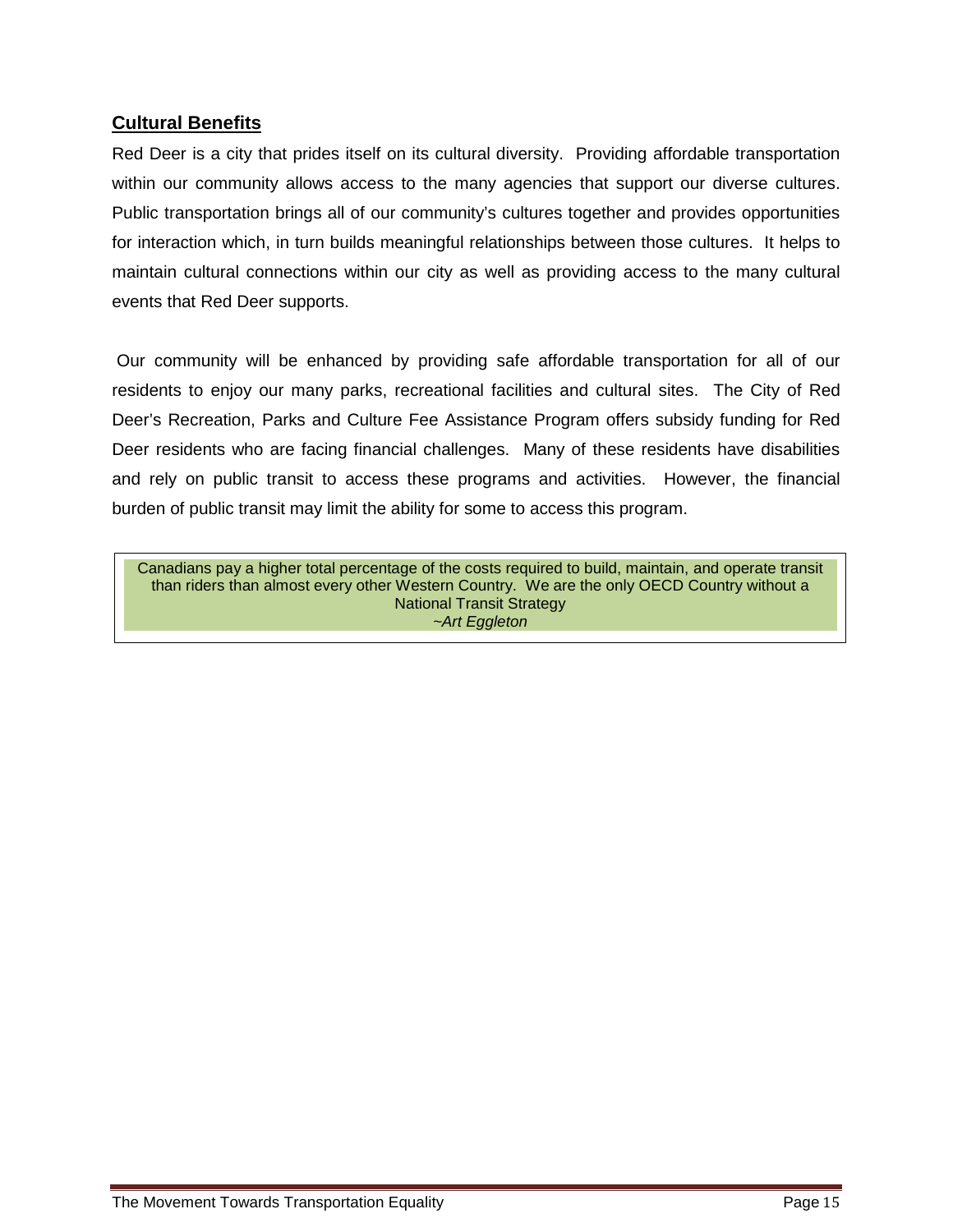## Cultural Benefits

Red Deer is a city that prides itself on its cultural diversity. Providing affordable transportation within our community allows access to the many agencies that support our diverse cultures. Public transportation brings all of our community's cultures together and provides opportunities for interaction which, in turn builds meaningful relationships between those cultures. It helps to maintain cultural connections within our city as well as providing access to the many cultural events that Red Deer supports.

Our community will be enhanced by providing safe affordable transportation for all of our residents to enjoy our many parks, recreational facilities and cultural sites. The City of Red Deer's Recreation, Parks and Culture Fee Assistance Program offers subsidy funding for Red Deer residents who are facing financial challenges. Many of these residents have disabilities and rely on public transit to access these programs and activities. However, the financial burden of public transit may limit the ability for some to access this program.

> Canadians pay a higher total percentage of the costs required to build, maintain, and operate transit than riders than almost every other Western Country. We are the only OECD Country without a National Transit Strategy
> *~Art Eggleton*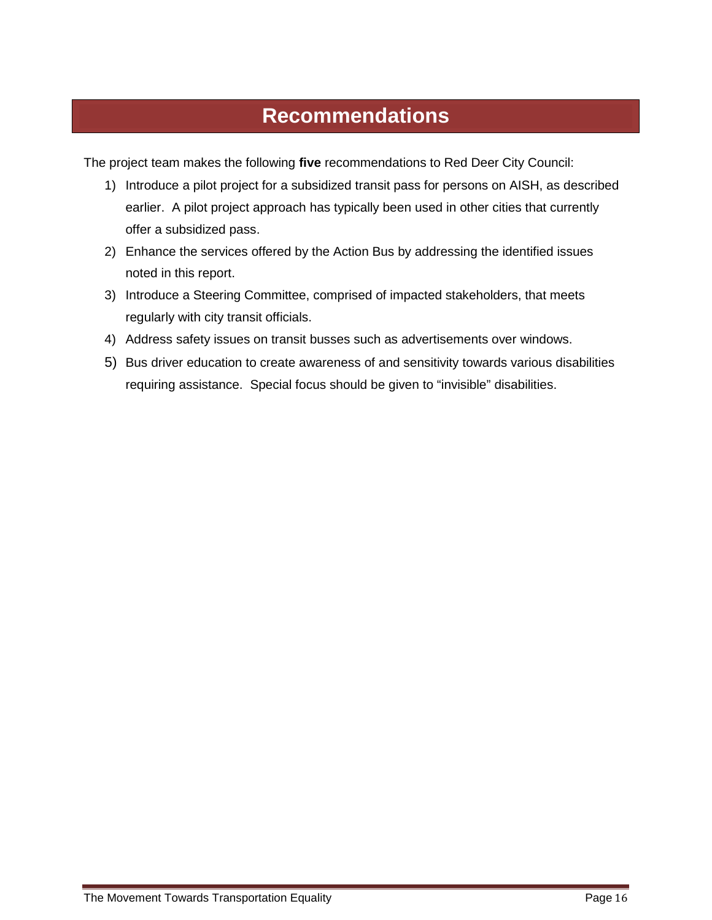# Recommendations

The project team makes the following **five** recommendations to Red Deer City Council:

1) Introduce a pilot project for a subsidized transit pass for persons on AISH, as described earlier. A pilot project approach has typically been used in other cities that currently offer a subsidized pass.
2) Enhance the services offered by the Action Bus by addressing the identified issues noted in this report.
3) Introduce a Steering Committee, comprised of impacted stakeholders, that meets regularly with city transit officials.
4) Address safety issues on transit busses such as advertisements over windows.
5) Bus driver education to create awareness of and sensitivity towards various disabilities requiring assistance. Special focus should be given to "invisible" disabilities.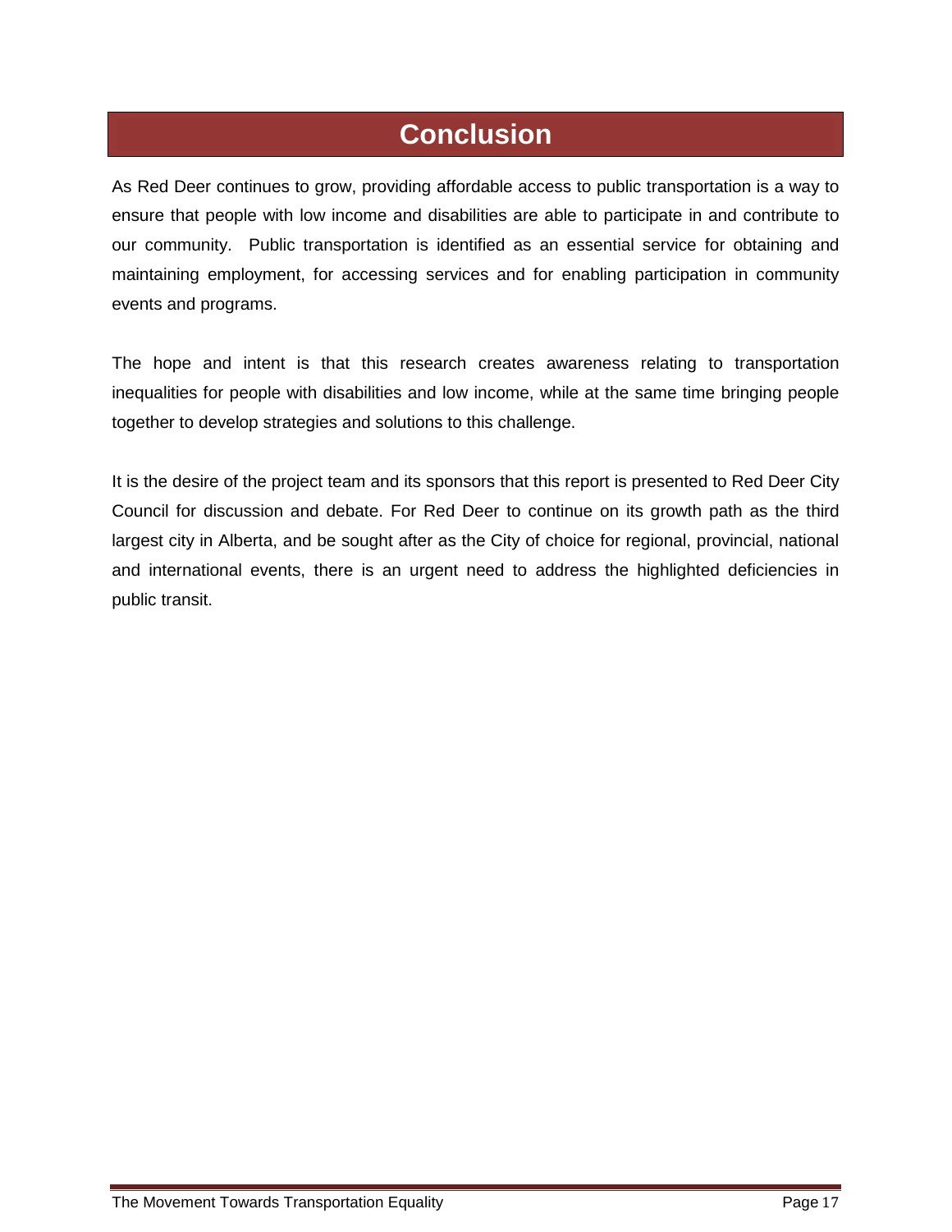# Conclusion

As Red Deer continues to grow, providing affordable access to public transportation is a way to ensure that people with low income and disabilities are able to participate in and contribute to our community. Public transportation is identified as an essential service for obtaining and maintaining employment, for accessing services and for enabling participation in community events and programs.

The hope and intent is that this research creates awareness relating to transportation inequalities for people with disabilities and low income, while at the same time bringing people together to develop strategies and solutions to this challenge.

It is the desire of the project team and its sponsors that this report is presented to Red Deer City Council for discussion and debate. For Red Deer to continue on its growth path as the third largest city in Alberta, and be sought after as the City of choice for regional, provincial, national and international events, there is an urgent need to address the highlighted deficiencies in public transit.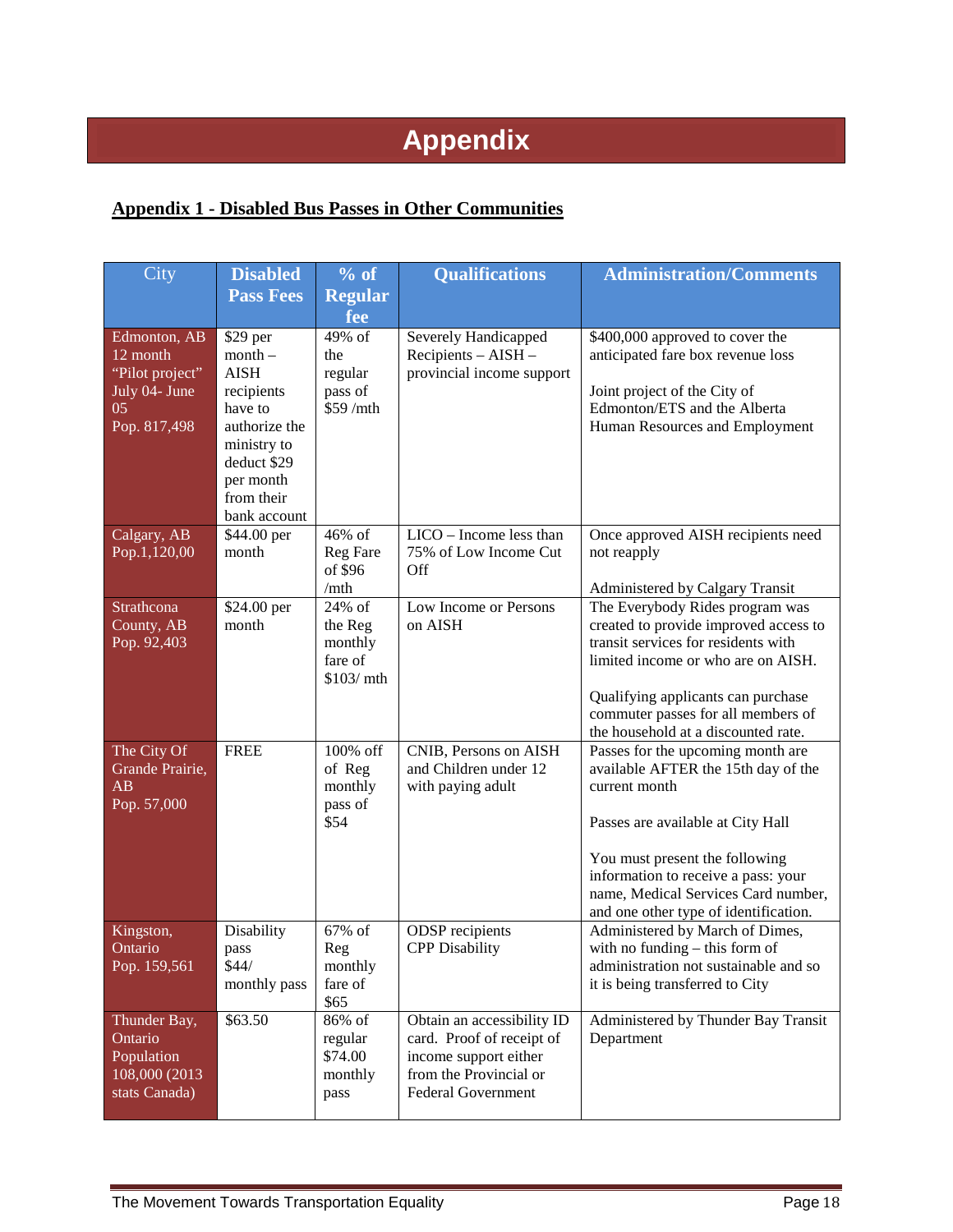# Appendix

## Appendix 1 - Disabled Bus Passes in Other Communities

| City | Disabled Pass Fees | % of Regular fee | Qualifications | Administration/Comments |
|---|---|---|---|---|
| Edmonton, AB 12 month "Pilot project" July 04- June 05 Pop. 817,498 | $29 per month – AISH recipients have to authorize the ministry to deduct $29 per month from their bank account | 49% of the regular pass of $59 /mth | Severely Handicapped Recipients – AISH – provincial income support | $400,000 approved to cover the anticipated fare box revenue loss<br><br>Joint project of the City of Edmonton/ETS and the Alberta Human Resources and Employment |
| Calgary, AB Pop.1,120,00 | $44.00 per month | 46% of Reg Fare of $96 /mth | LICO – Income less than 75% of Low Income Cut Off | Once approved AISH recipients need not reapply<br><br>Administered by Calgary Transit |
| Strathcona County, AB Pop. 92,403 | $24.00 per month | 24% of the Reg monthly fare of $103/ mth | Low Income or Persons on AISH | The Everybody Rides program was created to provide improved access to transit services for residents with limited income or who are on AISH.<br><br>Qualifying applicants can purchase commuter passes for all members of the household at a discounted rate. |
| The City Of Grande Prairie, AB Pop. 57,000 | FREE | 100% off of Reg monthly pass of $54 | CNIB, Persons on AISH and Children under 12 with paying adult | Passes for the upcoming month are available AFTER the 15th day of the current month<br><br>Passes are available at City Hall<br><br>You must present the following information to receive a pass: your name, Medical Services Card number, and one other type of identification. |
| Kingston, Ontario Pop. 159,561 | Disability pass $44/ monthly pass | 67% of Reg monthly fare of $65 | ODSP recipients CPP Disability | Administered by March of Dimes, with no funding – this form of administration not sustainable and so it is being transferred to City |
| Thunder Bay, Ontario Population 108,000 (2013 stats Canada) | $63.50 | 86% of regular $74.00 monthly pass | Obtain an accessibility ID card. Proof of receipt of income support either from the Provincial or Federal Government | Administered by Thunder Bay Transit Department |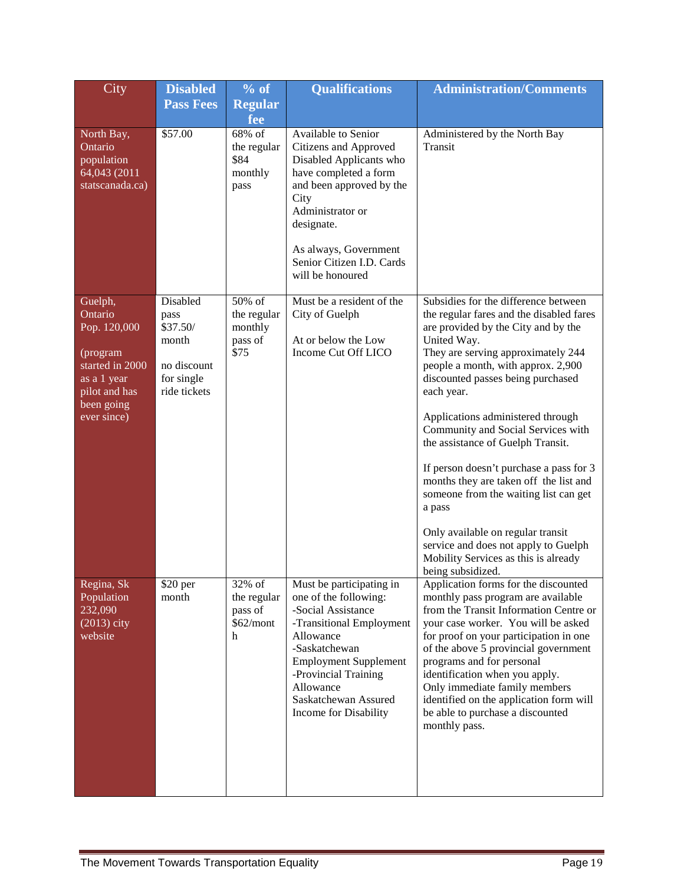| City | Disabled Pass Fees | % of Regular fee | Qualifications | Administration/Comments |
|---|---|---|---|---|
| North Bay, Ontario population 64,043 (2011 statscanada.ca) | $57.00 | 68% of the regular $84 monthly pass | Available to Senior Citizens and Approved Disabled Applicants who have completed a form and been approved by the City Administrator or designate.<br><br>As always, Government Senior Citizen I.D. Cards will be honoured | Administered by the North Bay Transit |
| Guelph, Ontario Pop. 120,000<br><br>(program started in 2000 as a 1 year pilot and has been going ever since) | Disabled pass $37.50/ month<br><br>no discount for single ride tickets | 50% of the regular monthly pass of $75 | Must be a resident of the City of Guelph<br><br>At or below the Low Income Cut Off LICO | Subsidies for the difference between the regular fares and the disabled fares are provided by the City and by the United Way.<br>They are serving approximately 244 people a month, with approx. 2,900 discounted passes being purchased each year.<br><br>Applications administered through Community and Social Services with the assistance of Guelph Transit.<br><br>If person doesn't purchase a pass for 3 months they are taken off the list and someone from the waiting list can get a pass<br><br>Only available on regular transit service and does not apply to Guelph Mobility Services as this is already being subsidized. |
| Regina, Sk Population 232,090 (2013) city website | $20 per month | 32% of the regular pass of $62/month | Must be participating in one of the following:<br>-Social Assistance<br>-Transitional Employment Allowance<br>-Saskatchewan Employment Supplement<br>-Provincial Training Allowance<br>Saskatchewan Assured Income for Disability | Application forms for the discounted monthly pass program are available from the Transit Information Centre or your case worker. You will be asked for proof on your participation in one of the above 5 provincial government programs and for personal identification when you apply.<br>Only immediate family members identified on the application form will be able to purchase a discounted monthly pass. |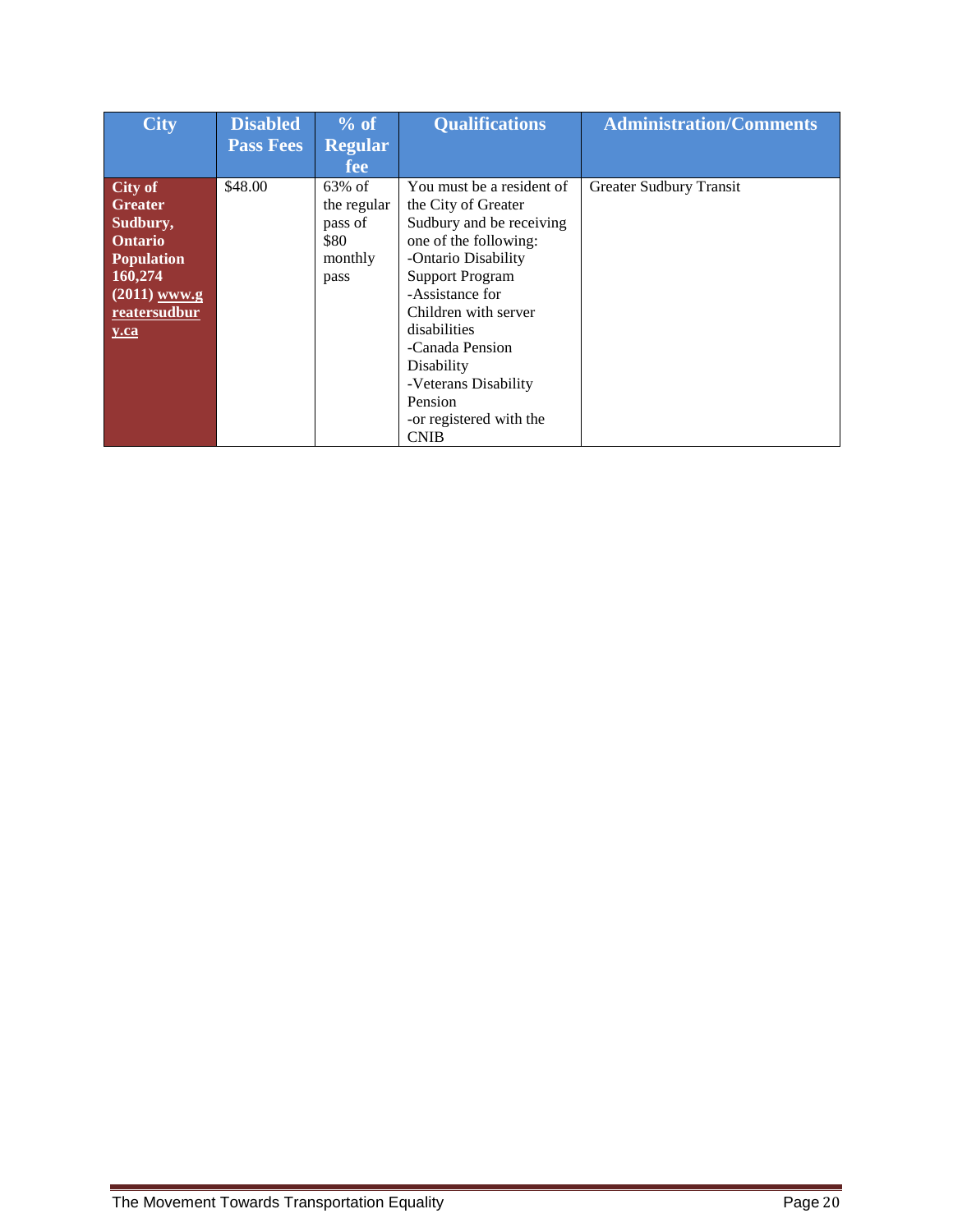| City | Disabled Pass Fees | % of Regular fee | Qualifications | Administration/Comments |
|---|---|---|---|---|
| **City of Greater Sudbury, Ontario Population 160,274 (2011) www.greatersudbury.ca** | $48.00 | 63% of the regular pass of $80 monthly pass | You must be a resident of the City of Greater Sudbury and be receiving one of the following: -Ontario Disability Support Program -Assistance for Children with server disabilities -Canada Pension Disability -Veterans Disability Pension -or registered with the CNIB | Greater Sudbury Transit |